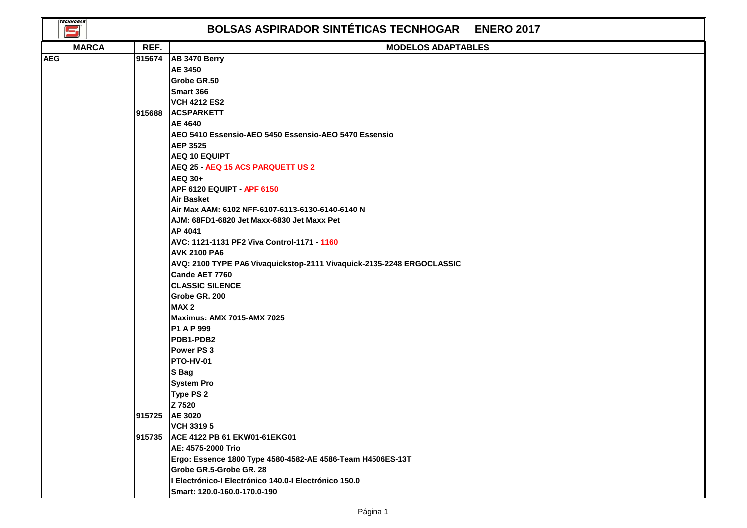# BOLSAS ASPIRADOR SINTÉTICAS TECNHOGAR ENERO 2017

| MARCA | REF. | MODELOS ADAPTABLES |
|---|---|---|
| AEG | 915674 | AB 3470 Berry |
| | | AE 3450 |
| | | Grobe GR.50 |
| | | Smart 366 |
| | | VCH 4212 ES2 |
| | 915688 | ACSPARKETT |
| | | AE 4640 |
| | | AEO 5410 Essensio-AEO 5450 Essensio-AEO 5470 Essensio |
| | | AEP 3525 |
| | | AEQ 10 EQUIPT |
| | | AEQ 25 - AEQ 15 ACS PARQUETT US 2 |
| | | AEQ 30+ |
| | | APF 6120 EQUIPT - APF 6150 |
| | | Air Basket |
| | | Air Max AAM: 6102 NFF-6107-6113-6130-6140-6140 N |
| | | AJM: 68FD1-6820 Jet Maxx-6830 Jet Maxx Pet |
| | | AP 4041 |
| | | AVC: 1121-1131 PF2 Viva Control-1171 - 1160 |
| | | AVK 2100 PA6 |
| | | AVQ: 2100 TYPE PA6 Vivaquickstop-2111 Vivaquick-2135-2248 ERGOCLASSIC |
| | | Cande AET 7760 |
| | | CLASSIC SILENCE |
| | | Grobe GR. 200 |
| | | MAX 2 |
| | | Maximus: AMX 7015-AMX 7025 |
| | | P1 A P 999 |
| | | PDB1-PDB2 |
| | | Power PS 3 |
| | | PTO-HV-01 |
| | | S Bag |
| | | System Pro |
| | | Type PS 2 |
| | | Z 7520 |
| | 915725 | AE 3020 |
| | | VCH 3319 5 |
| | 915735 | ACE 4122 PB 61 EKW01-61EKG01 |
| | | AE: 4575-2000 Trio |
| | | Ergo: Essence 1800 Type 4580-4582-AE 4586-Team H4506ES-13T |
| | | Grobe GR.5-Grobe GR. 28 |
| | | I Electrónico-I Electrónico 140.0-I Electrónico 150.0 |
| | | Smart: 120.0-160.0-170.0-190 |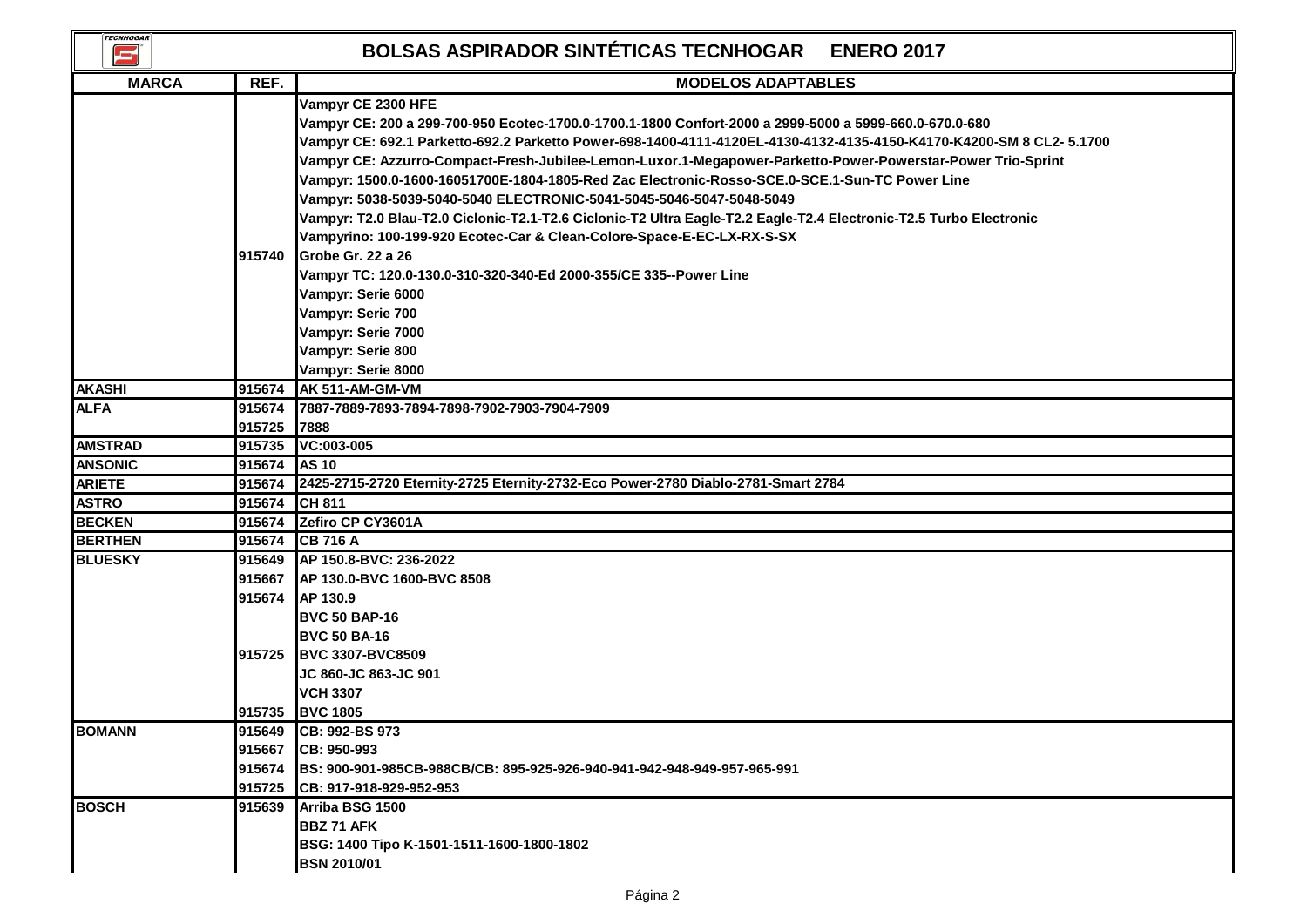# BOLSAS ASPIRADOR SINTÉTICAS TECNHOGAR ENERO 2017

| MARCA | REF. | MODELOS ADAPTABLES |
|---|---|---|
| | | Vampyr CE 2300 HFE |
| | | Vampyr CE: 200 a 299-700-950 Ecotec-1700.0-1700.1-1800 Confort-2000 a 2999-5000 a 5999-660.0-670.0-680 |
| | | Vampyr CE: 692.1 Parketto-692.2 Parketto Power-698-1400-4111-4120EL-4130-4132-4135-4150-K4170-K4200-SM 8 CL2- 5.1700 |
| | | Vampyr CE: Azzurro-Compact-Fresh-Jubilee-Lemon-Luxor.1-Megapower-Parketto-Power-Powerstar-Power Trio-Sprint |
| | | Vampyr: 1500.0-1600-16051700E-1804-1805-Red Zac Electronic-Rosso-SCE.0-SCE.1-Sun-TC Power Line |
| | | Vampyr: 5038-5039-5040-5040 ELECTRONIC-5041-5045-5046-5047-5048-5049 |
| | | Vampyr: T2.0 Blau-T2.0 Ciclonic-T2.1-T2.6 Ciclonic-T2 Ultra Eagle-T2.2 Eagle-T2.4 Electronic-T2.5 Turbo Electronic |
| | | Vampyrino: 100-199-920 Ecotec-Car & Clean-Colore-Space-E-EC-LX-RX-S-SX |
| | 915740 | Grobe Gr. 22 a 26 |
| | | Vampyr TC: 120.0-130.0-310-320-340-Ed 2000-355/CE 335--Power Line |
| | | Vampyr: Serie 6000 |
| | | Vampyr: Serie 700 |
| | | Vampyr: Serie 7000 |
| | | Vampyr: Serie 800 |
| | | Vampyr: Serie 8000 |
| AKASHI | 915674 | AK 511-AM-GM-VM |
| ALFA | 915674 | 7887-7889-7893-7894-7898-7902-7903-7904-7909 |
| | 915725 | 7888 |
| AMSTRAD | 915735 | VC:003-005 |
| ANSONIC | 915674 | AS 10 |
| ARIETE | 915674 | 2425-2715-2720 Eternity-2725 Eternity-2732-Eco Power-2780 Diablo-2781-Smart 2784 |
| ASTRO | 915674 | CH 811 |
| BECKEN | 915674 | Zefiro CP CY3601A |
| BERTHEN | 915674 | CB 716 A |
| BLUESKY | 915649 | AP 150.8-BVC: 236-2022 |
| | 915667 | AP 130.0-BVC 1600-BVC 8508 |
| | 915674 | AP 130.9 |
| | | BVC 50 BAP-16 |
| | | BVC 50 BA-16 |
| | 915725 | BVC 3307-BVC8509 |
| | | JC 860-JC 863-JC 901 |
| | | VCH 3307 |
| | 915735 | BVC 1805 |
| BOMANN | 915649 | CB: 992-BS 973 |
| | 915667 | CB: 950-993 |
| | 915674 | BS: 900-901-985CB-988CB/CB: 895-925-926-940-941-942-948-949-957-965-991 |
| | 915725 | CB: 917-918-929-952-953 |
| BOSCH | 915639 | Arriba BSG 1500 |
| | | BBZ 71 AFK |
| | | BSG: 1400 Tipo K-1501-1511-1600-1800-1802 |
| | | BSN 2010/01 |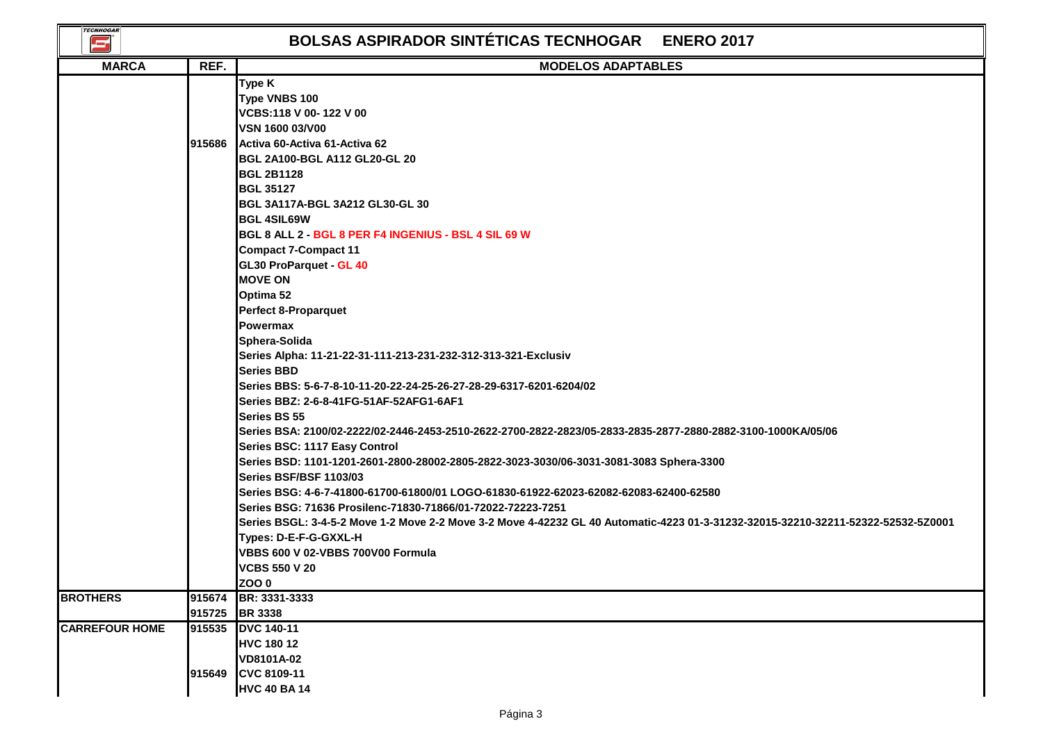# BOLSAS ASPIRADOR SINTÉTICAS TECNHOGAR ENERO 2017

| MARCA | REF. | MODELOS ADAPTABLES |
|---|---|---|
| | | Type K |
| | | Type VNBS 100 |
| | | VCBS:118 V 00- 122 V 00 |
| | | VSN 1600 03/V00 |
| | 915686 | Activa 60-Activa 61-Activa 62 |
| | | BGL 2A100-BGL A112 GL20-GL 20 |
| | | BGL 2B1128 |
| | | BGL 35127 |
| | | BGL 3A117A-BGL 3A212 GL30-GL 30 |
| | | BGL 4SIL69W |
| | | BGL 8 ALL 2 - BGL 8 PER F4 INGENIUS - BSL 4 SIL 69 W |
| | | Compact 7-Compact 11 |
| | | GL30 ProParquet - GL 40 |
| | | MOVE ON |
| | | Optima 52 |
| | | Perfect 8-Proparquet |
| | | Powermax |
| | | Sphera-Solida |
| | | Series Alpha: 11-21-22-31-111-213-231-232-312-313-321-Exclusiv |
| | | Series BBD |
| | | Series BBS: 5-6-7-8-10-11-20-22-24-25-26-27-28-29-6317-6201-6204/02 |
| | | Series BBZ: 2-6-8-41FG-51AF-52AFG1-6AF1 |
| | | Series BS 55 |
| | | Series BSA: 2100/02-2222/02-2446-2453-2510-2622-2700-2822-2823/05-2833-2835-2877-2880-2882-3100-1000KA/05/06 |
| | | Series BSC: 1117 Easy Control |
| | | Series BSD: 1101-1201-2601-2800-28002-2805-2822-3023-3030/06-3031-3081-3083 Sphera-3300 |
| | | Series BSF/BSF 1103/03 |
| | | Series BSG: 4-6-7-41800-61700-61800/01 LOGO-61830-61922-62023-62082-62083-62400-62580 |
| | | Series BSG: 71636 Prosilenc-71830-71866/01-72022-72223-7251 |
| | | Series BSGL: 3-4-5-2 Move 1-2 Move 2-2 Move 3-2 Move 4-42232 GL 40 Automatic-4223 01-3-31232-32015-32210-32211-52322-52532-5Z0001 |
| | | Types: D-E-F-G-GXXL-H |
| | | VBBS 600 V 02-VBBS 700V00 Formula |
| | | VCBS 550 V 20 |
| | | ZOO 0 |
| BROTHERS | 915674 | BR: 3331-3333 |
| | 915725 | BR 3338 |
| CARREFOUR HOME | 915535 | DVC 140-11 |
| | | HVC 180 12 |
| | | VD8101A-02 |
| | 915649 | CVC 8109-11 |
| | | HVC 40 BA 14 |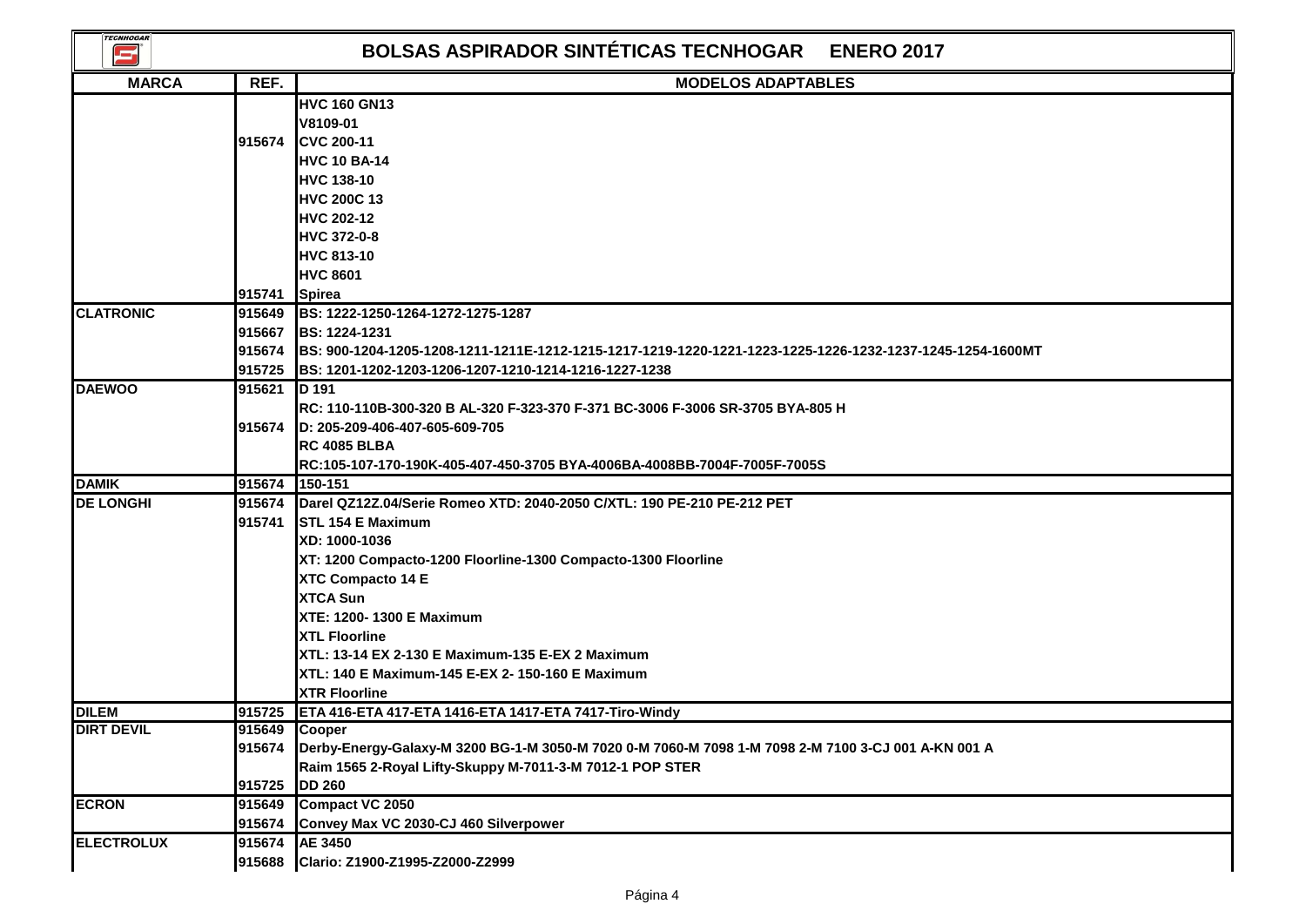# BOLSAS ASPIRADOR SINTÉTICAS TECNHOGAR ENERO 2017

| MARCA | REF. | MODELOS ADAPTABLES |
|---|---|---|
| | | HVC 160 GN13 |
| | | V8109-01 |
| | 915674 | CVC 200-11 |
| | | HVC 10 BA-14 |
| | | HVC 138-10 |
| | | HVC 200C 13 |
| | | HVC 202-12 |
| | | HVC 372-0-8 |
| | | HVC 813-10 |
| | | HVC 8601 |
| | 915741 | Spirea |
| CLATRONIC | 915649 | BS: 1222-1250-1264-1272-1275-1287 |
| | 915667 | BS: 1224-1231 |
| | 915674 | BS: 900-1204-1205-1208-1211-1211E-1212-1215-1217-1219-1220-1221-1223-1225-1226-1232-1237-1245-1254-1600MT |
| | 915725 | BS: 1201-1202-1203-1206-1207-1210-1214-1216-1227-1238 |
| DAEWOO | 915621 | D 191 |
| | | RC: 110-110B-300-320 B AL-320 F-323-370 F-371 BC-3006 F-3006 SR-3705 BYA-805 H |
| | 915674 | D: 205-209-406-407-605-609-705 |
| | | RC 4085 BLBA |
| | | RC:105-107-170-190K-405-407-450-3705 BYA-4006BA-4008BB-7004F-7005F-7005S |
| DAMIK | 915674 | 150-151 |
| DE LONGHI | 915674 | Darel QZ12Z.04/Serie Romeo XTD: 2040-2050 C/XTL: 190 PE-210 PE-212 PET |
| | 915741 | STL 154 E Maximum |
| | | XD: 1000-1036 |
| | | XT: 1200 Compacto-1200 Floorline-1300 Compacto-1300 Floorline |
| | | XTC Compacto 14 E |
| | | XTCA Sun |
| | | XTE: 1200- 1300 E Maximum |
| | | XTL Floorline |
| | | XTL: 13-14 EX 2-130 E Maximum-135 E-EX 2 Maximum |
| | | XTL: 140 E Maximum-145 E-EX 2- 150-160 E Maximum |
| | | XTR Floorline |
| DILEM | 915725 | ETA 416-ETA 417-ETA 1416-ETA 1417-ETA 7417-Tiro-Windy |
| DIRT DEVIL | 915649 | Cooper |
| | 915674 | Derby-Energy-Galaxy-M 3200 BG-1-M 3050-M 7020 0-M 7060-M 7098 1-M 7098 2-M 7100 3-CJ 001 A-KN 001 A |
| | | Raim 1565 2-Royal Lifty-Skuppy M-7011-3-M 7012-1 POP STER |
| | 915725 | DD 260 |
| ECRON | 915649 | Compact VC 2050 |
| | 915674 | Convey Max VC 2030-CJ 460 Silverpower |
| ELECTROLUX | 915674 | AE 3450 |
| | 915688 | Clario: Z1900-Z1995-Z2000-Z2999 |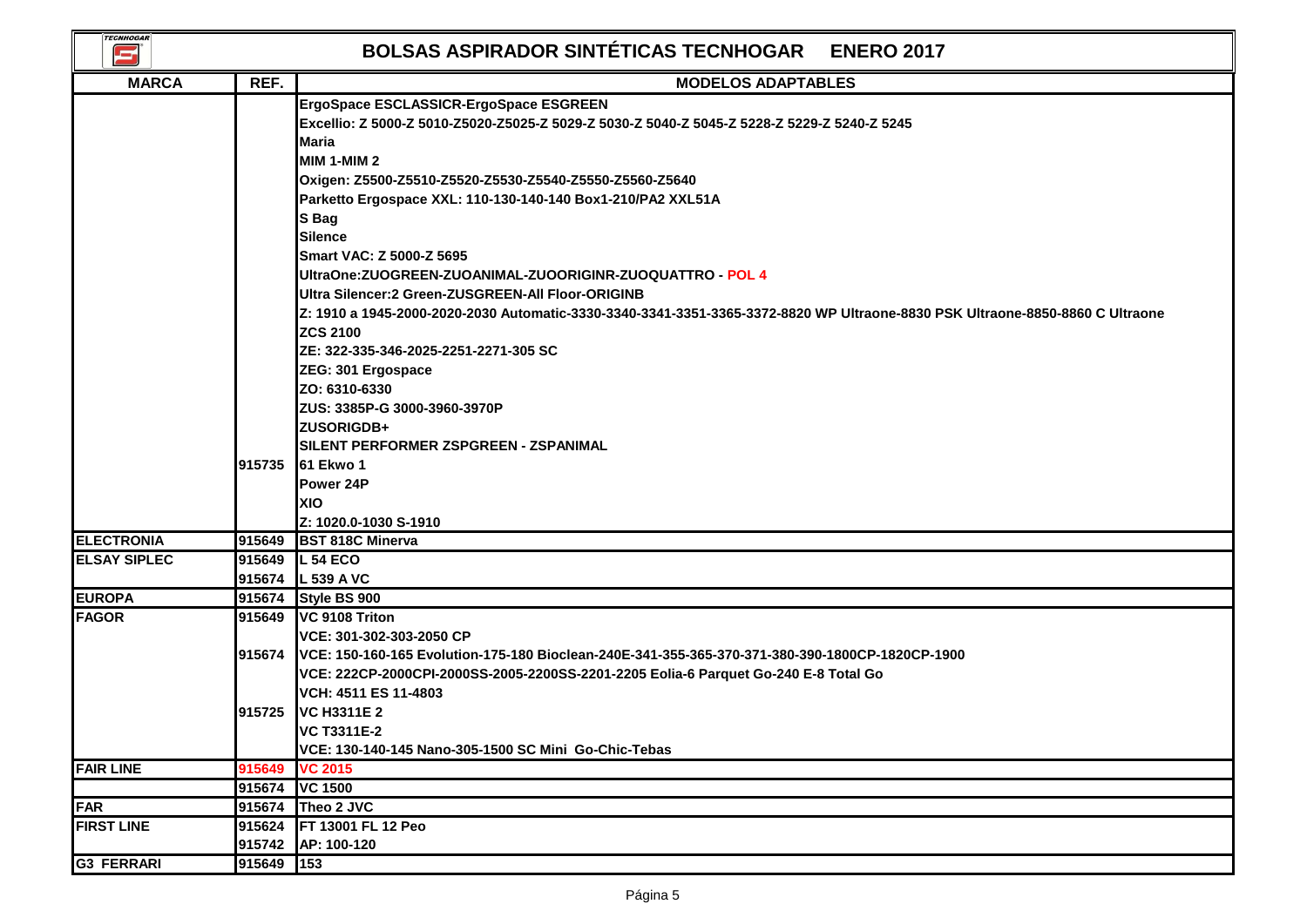# BOLSAS ASPIRADOR SINTÉTICAS TECNHOGAR ENERO 2017

| MARCA | REF. | MODELOS ADAPTABLES |
|---|---|---|
| | | ErgoSpace ESCLASSICR-ErgoSpace ESGREEN |
| | | Excellio: Z 5000-Z 5010-Z5020-Z5025-Z 5029-Z 5030-Z 5040-Z 5045-Z 5228-Z 5229-Z 5240-Z 5245 |
| | | Maria |
| | | MIM 1-MIM 2 |
| | | Oxigen: Z5500-Z5510-Z5520-Z5530-Z5540-Z5550-Z5560-Z5640 |
| | | Parketto Ergospace XXL: 110-130-140-140 Box1-210/PA2 XXL51A |
| | | S Bag |
| | | Silence |
| | | Smart VAC: Z 5000-Z 5695 |
| | | UltraOne:ZUOGREEN-ZUOANIMAL-ZUOORIGINR-ZUOQUATTRO - POL 4 |
| | | Ultra Silencer:2 Green-ZUSGREEN-All Floor-ORIGINB |
| | | Z: 1910 a 1945-2000-2020-2030 Automatic-3330-3340-3341-3351-3365-3372-8820 WP Ultraone-8830 PSK Ultraone-8850-8860 C Ultraone |
| | | ZCS 2100 |
| | | ZE: 322-335-346-2025-2251-2271-305 SC |
| | | ZEG: 301 Ergospace |
| | | ZO: 6310-6330 |
| | | ZUS: 3385P-G 3000-3960-3970P |
| | | ZUSORIGDB+ |
| | | SILENT PERFORMER ZSPGREEN - ZSPANIMAL |
| | 915735 | 61 Ekwo 1 |
| | | Power 24P |
| | | XIO |
| | | Z: 1020.0-1030 S-1910 |
| ELECTRONIA | 915649 | BST 818C Minerva |
| ELSAY SIPLEC | 915649 | L 54 ECO |
| | 915674 | L 539 A VC |
| EUROPA | 915674 | Style BS 900 |
| FAGOR | 915649 | VC 9108 Triton |
| | | VCE: 301-302-303-2050 CP |
| | 915674 | VCE: 150-160-165 Evolution-175-180 Bioclean-240E-341-355-365-370-371-380-390-1800CP-1820CP-1900 |
| | | VCE: 222CP-2000CPI-2000SS-2005-2200SS-2201-2205 Eolia-6 Parquet Go-240 E-8 Total Go |
| | | VCH: 4511 ES 11-4803 |
| | 915725 | VC H3311E 2 |
| | | VC T3311E-2 |
| | | VCE: 130-140-145 Nano-305-1500 SC Mini Go-Chic-Tebas |
| FAIR LINE | 915649 | VC 2015 |
| | 915674 | VC 1500 |
| FAR | 915674 | Theo 2 JVC |
| FIRST LINE | 915624 | FT 13001 FL 12 Peo |
| | 915742 | AP: 100-120 |
| G3 FERRARI | 915649 | 153 |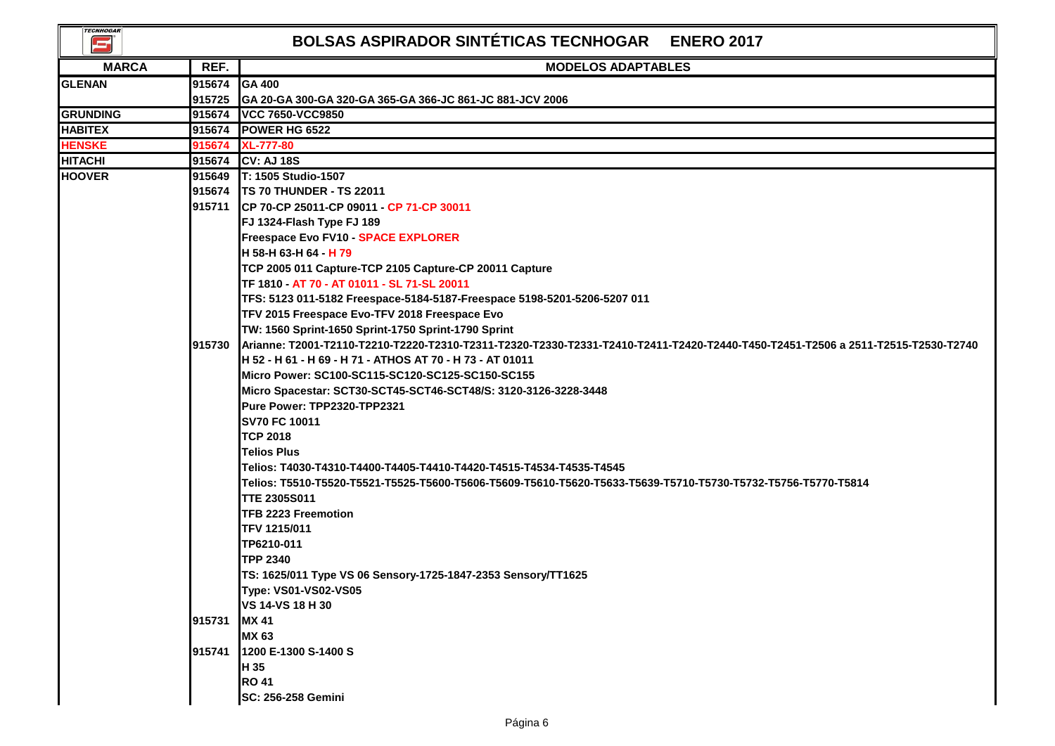# BOLSAS ASPIRADOR SINTÉTICAS TECNHOGAR ENERO 2017

| MARCA | REF. | MODELOS ADAPTABLES |
|---|---|---|
| GLENAN | 915674 | GA 400 |
| | 915725 | GA 20-GA 300-GA 320-GA 365-GA 366-JC 861-JC 881-JCV 2006 |
| GRUNDING | 915674 | VCC 7650-VCC9850 |
| HABITEX | 915674 | POWER HG 6522 |
| HENSKE | 915674 | XL-777-80 |
| HITACHI | 915674 | CV: AJ 18S |
| HOOVER | 915649 | T: 1505 Studio-1507 |
| | 915674 | TS 70 THUNDER - TS 22011 |
| | 915711 | CP 70-CP 25011-CP 09011 - CP 71-CP 30011 |
| | | FJ 1324-Flash Type FJ 189 |
| | | Freespace Evo FV10 - SPACE EXPLORER |
| | | H 58-H 63-H 64 - H 79 |
| | | TCP 2005 011 Capture-TCP 2105 Capture-CP 20011 Capture |
| | | TF 1810 - AT 70 - AT 01011 - SL 71-SL 20011 |
| | | TFS: 5123 011-5182 Freespace-5184-5187-Freespace 5198-5201-5206-5207 011 |
| | | TFV 2015 Freespace Evo-TFV 2018 Freespace Evo |
| | | TW: 1560 Sprint-1650 Sprint-1750 Sprint-1790 Sprint |
| | 915730 | Arianne: T2001-T2110-T2210-T2220-T2310-T2311-T2320-T2330-T2331-T2410-T2411-T2420-T2440-T450-T2451-T2506 a 2511-T2515-T2530-T2740 |
| | | H 52 - H 61 - H 69 - H 71 - ATHOS AT 70 - H 73 - AT 01011 |
| | | Micro Power: SC100-SC115-SC120-SC125-SC150-SC155 |
| | | Micro Spacestar: SCT30-SCT45-SCT46-SCT48/S: 3120-3126-3228-3448 |
| | | Pure Power: TPP2320-TPP2321 |
| | | SV70 FC 10011 |
| | | TCP 2018 |
| | | Telios Plus |
| | | Telios: T4030-T4310-T4400-T4405-T4410-T4420-T4515-T4534-T4535-T4545 |
| | | Telios: T5510-T5520-T5521-T5525-T5600-T5606-T5609-T5610-T5620-T5633-T5639-T5710-T5730-T5732-T5756-T5770-T5814 |
| | | TTE 2305S011 |
| | | TFB 2223 Freemotion |
| | | TFV 1215/011 |
| | | TP6210-011 |
| | | TPP 2340 |
| | | TS: 1625/011 Type VS 06 Sensory-1725-1847-2353 Sensory/TT1625 |
| | | Type: VS01-VS02-VS05 |
| | | VS 14-VS 18 H 30 |
| | 915731 | MX 41 |
| | | MX 63 |
| | 915741 | 1200 E-1300 S-1400 S |
| | | H 35 |
| | | RO 41 |
| | | SC: 256-258 Gemini |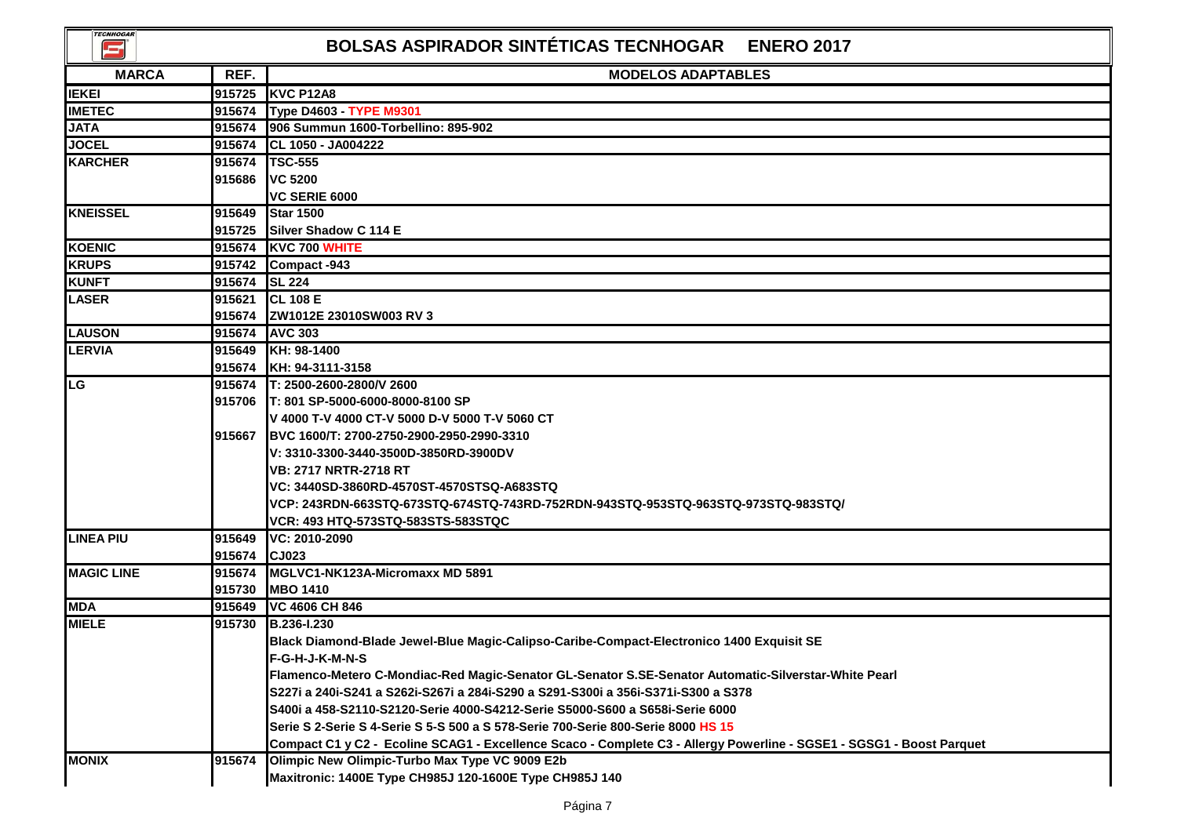# BOLSAS ASPIRADOR SINTÉTICAS TECNHOGAR ENERO 2017

| MARCA | REF. | MODELOS ADAPTABLES |
|---|---|---|
| IEKEI | 915725 | KVC P12A8 |
| IMETEC | 915674 | Type D4603 - TYPE M9301 |
| JATA | 915674 | 906 Summun 1600-Torbellino: 895-902 |
| JOCEL | 915674 | CL 1050 - JA004222 |
| KARCHER | 915674 | TSC-555 |
| | 915686 | VC 5200 |
| | | VC SERIE 6000 |
| KNEISSEL | 915649 | Star 1500 |
| | 915725 | Silver Shadow C 114 E |
| KOENIC | 915674 | KVC 700 WHITE |
| KRUPS | 915742 | Compact -943 |
| KUNFT | 915674 | SL 224 |
| LASER | 915621 | CL 108 E |
| | 915674 | ZW1012E 23010SW003 RV 3 |
| LAUSON | 915674 | AVC 303 |
| LERVIA | 915649 | KH: 98-1400 |
| | 915674 | KH: 94-3111-3158 |
| LG | 915674 | T: 2500-2600-2800/V 2600 |
| | 915706 | T: 801 SP-5000-6000-8000-8100 SP |
| | | V 4000 T-V 4000 CT-V 5000 D-V 5000 T-V 5060 CT |
| | 915667 | BVC 1600/T: 2700-2750-2900-2950-2990-3310 |
| | | V: 3310-3300-3440-3500D-3850RD-3900DV |
| | | VB: 2717 NRTR-2718 RT |
| | | VC: 3440SD-3860RD-4570ST-4570STSQ-A683STQ |
| | | VCP: 243RDN-663STQ-673STQ-674STQ-743RD-752RDN-943STQ-953STQ-963STQ-973STQ-983STQ/ |
| | | VCR: 493 HTQ-573STQ-583STS-583STQC |
| LINEA PIU | 915649 | VC: 2010-2090 |
| | 915674 | CJ023 |
| MAGIC LINE | 915674 | MGLVC1-NK123A-Micromaxx MD 5891 |
| | 915730 | MBO 1410 |
| MDA | 915649 | VC 4606 CH 846 |
| MIELE | 915730 | B.236-I.230 |
| | | Black Diamond-Blade Jewel-Blue Magic-Calipso-Caribe-Compact-Electronico 1400 Exquisit SE |
| | | F-G-H-J-K-M-N-S |
| | | Flamenco-Metero C-Mondiac-Red Magic-Senator GL-Senator S.SE-Senator Automatic-Silverstar-White Pearl |
| | | S227i a 240i-S241 a S262i-S267i a 284i-S290 a S291-S300i a 356i-S371i-S300 a S378 |
| | | S400i a 458-S2110-S2120-Serie 4000-S4212-Serie S5000-S600 a S658i-Serie 6000 |
| | | Serie S 2-Serie S 4-Serie S 5-S 500 a S 578-Serie 700-Serie 800-Serie 8000 HS 15 |
| | | Compact C1 y C2 - Ecoline SCAG1 - Excellence Scaco - Complete C3 - Allergy Powerline - SGSE1 - SGSG1 - Boost Parquet |
| MONIX | 915674 | Olimpic New Olimpic-Turbo Max Type VC 9009 E2b |
| | | Maxitronic: 1400E Type CH985J 120-1600E Type CH985J 140 |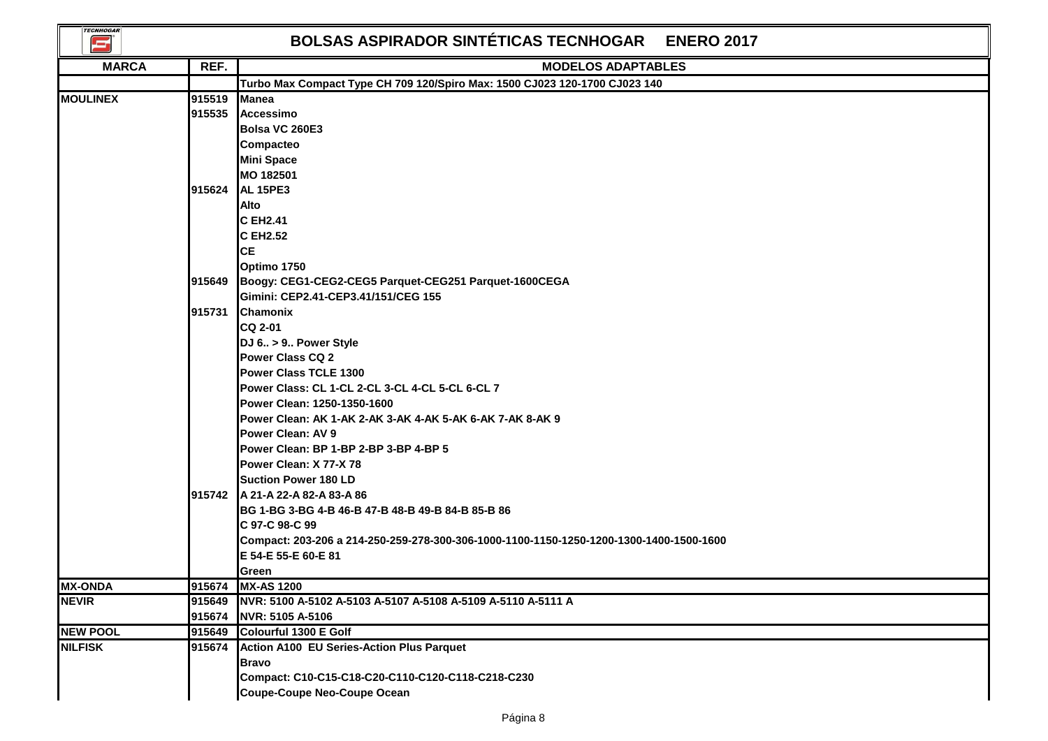# BOLSAS ASPIRADOR SINTÉTICAS TECNHOGAR ENERO 2017

| MARCA | REF. | MODELOS ADAPTABLES |
|---|---|---|
| | | Turbo Max Compact Type CH 709 120/Spiro Max: 1500 CJ023 120-1700 CJ023 140 |
| MOULINEX | 915519 | Manea |
| | 915535 | Accessimo |
| | | Bolsa VC 260E3 |
| | | Compacteo |
| | | Mini Space |
| | | MO 182501 |
| | 915624 | AL 15PE3 |
| | | Alto |
| | | C EH2.41 |
| | | C EH2.52 |
| | | CE |
| | | Optimo 1750 |
| | 915649 | Boogy: CEG1-CEG2-CEG5 Parquet-CEG251 Parquet-1600CEGA |
| | | Gimini: CEP2.41-CEP3.41/151/CEG 155 |
| | 915731 | Chamonix |
| | | CQ 2-01 |
| | | DJ 6.. > 9.. Power Style |
| | | Power Class CQ 2 |
| | | Power Class TCLE 1300 |
| | | Power Class: CL 1-CL 2-CL 3-CL 4-CL 5-CL 6-CL 7 |
| | | Power Clean: 1250-1350-1600 |
| | | Power Clean: AK 1-AK 2-AK 3-AK 4-AK 5-AK 6-AK 7-AK 8-AK 9 |
| | | Power Clean: AV 9 |
| | | Power Clean: BP 1-BP 2-BP 3-BP 4-BP 5 |
| | | Power Clean: X 77-X 78 |
| | | Suction Power 180 LD |
| | 915742 | A 21-A 22-A 82-A 83-A 86 |
| | | BG 1-BG 3-BG 4-B 46-B 47-B 48-B 49-B 84-B 85-B 86 |
| | | C 97-C 98-C 99 |
| | | Compact: 203-206 a 214-250-259-278-300-306-1000-1100-1150-1250-1200-1300-1400-1500-1600 |
| | | E 54-E 55-E 60-E 81 |
| | | Green |
| MX-ONDA | 915674 | MX-AS 1200 |
| NEVIR | 915649 | NVR: 5100 A-5102 A-5103 A-5107 A-5108 A-5109 A-5110 A-5111 A |
| | 915674 | NVR: 5105 A-5106 |
| NEW POOL | 915649 | Colourful 1300 E Golf |
| NILFISK | 915674 | Action A100 EU Series-Action Plus Parquet |
| | | Bravo |
| | | Compact: C10-C15-C18-C20-C110-C120-C118-C218-C230 |
| | | Coupe-Coupe Neo-Coupe Ocean |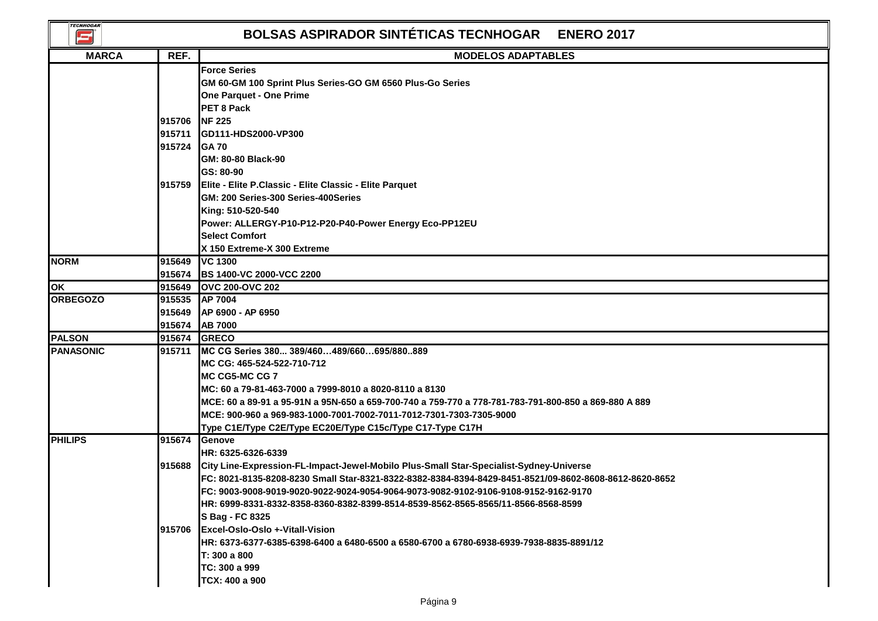# BOLSAS ASPIRADOR SINTÉTICAS TECNHOGAR ENERO 2017

| MARCA | REF. | MODELOS ADAPTABLES |
|---|---|---|
| | | Force Series |
| | | GM 60-GM 100 Sprint Plus Series-GO GM 6560 Plus-Go Series |
| | | One Parquet - One Prime |
| | | PET 8 Pack |
| | 915706 | NF 225 |
| | 915711 | GD111-HDS2000-VP300 |
| | 915724 | GA 70 |
| | | GM: 80-80 Black-90 |
| | | GS: 80-90 |
| | 915759 | Elite - Elite P.Classic - Elite Classic - Elite Parquet |
| | | GM: 200 Series-300 Series-400Series |
| | | King: 510-520-540 |
| | | Power: ALLERGY-P10-P12-P20-P40-Power Energy Eco-PP12EU |
| | | Select Comfort |
| | | X 150 Extreme-X 300 Extreme |
| NORM | 915649 | VC 1300 |
| | 915674 | BS 1400-VC 2000-VCC 2200 |
| OK | 915649 | OVC 200-OVC 202 |
| ORBEGOZO | 915535 | AP 7004 |
| | 915649 | AP 6900 - AP 6950 |
| | 915674 | AB 7000 |
| PALSON | 915674 | GRECO |
| PANASONIC | 915711 | MC CG Series 380... 389/460…489/660…695/880..889 |
| | | MC CG: 465-524-522-710-712 |
| | | MC CG5-MC CG 7 |
| | | MC: 60 a 79-81-463-7000 a 7999-8010 a 8020-8110 a 8130 |
| | | MCE: 60 a 89-91 a 95-91N a 95N-650 a 659-700-740 a 759-770 a 778-781-783-791-800-850 a 869-880 A 889 |
| | | MCE: 900-960 a 969-983-1000-7001-7002-7011-7012-7301-7303-7305-9000 |
| | | Type C1E/Type C2E/Type EC20E/Type C15c/Type C17-Type C17H |
| PHILIPS | 915674 | Genove |
| | | HR: 6325-6326-6339 |
| | 915688 | City Line-Expression-FL-Impact-Jewel-Mobilo Plus-Small Star-Specialist-Sydney-Universe |
| | | FC: 8021-8135-8208-8230 Small Star-8321-8322-8382-8384-8394-8429-8451-8521/09-8602-8608-8612-8620-8652 |
| | | FC: 9003-9008-9019-9020-9022-9024-9054-9064-9073-9082-9102-9106-9108-9152-9162-9170 |
| | | HR: 6999-8331-8332-8358-8360-8382-8399-8514-8539-8562-8565-8565/11-8566-8568-8599 |
| | | S Bag - FC 8325 |
| | 915706 | Excel-Oslo-Oslo +-Vitall-Vision |
| | | HR: 6373-6377-6385-6398-6400 a 6480-6500 a 6580-6700 a 6780-6938-6939-7938-8835-8891/12 |
| | | T: 300 a 800 |
| | | TC: 300 a 999 |
| | | TCX: 400 a 900 |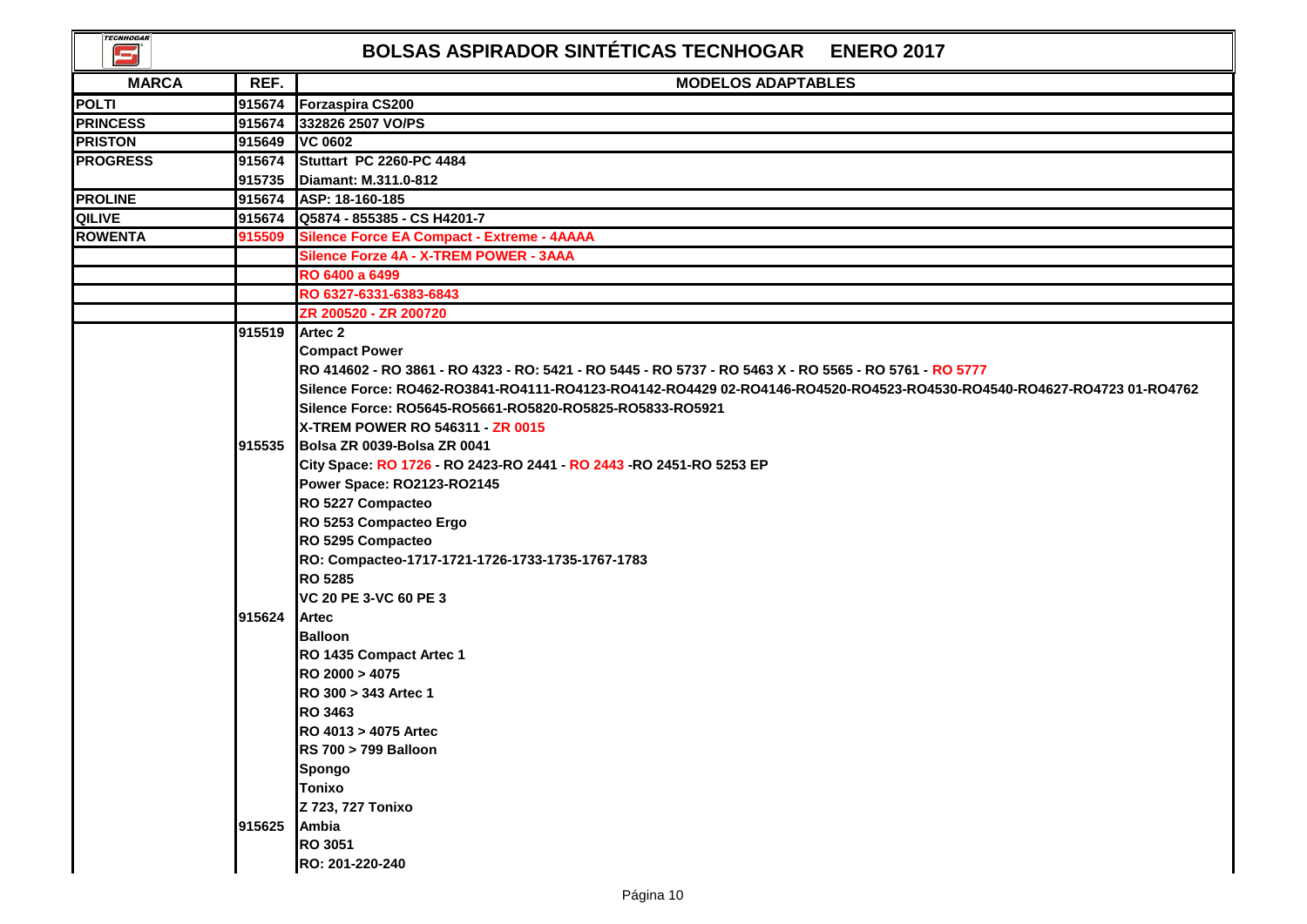# BOLSAS ASPIRADOR SINTÉTICAS TECNHOGAR ENERO 2017

| MARCA | REF. | MODELOS ADAPTABLES |
|---|---|---|
| POLTI | 915674 | Forzaspira CS200 |
| PRINCESS | 915674 | 332826 2507 VO/PS |
| PRISTON | 915649 | VC 0602 |
| PROGRESS | 915674 | Stuttart PC 2260-PC 4484 |
| | 915735 | Diamant: M.311.0-812 |
| PROLINE | 915674 | ASP: 18-160-185 |
| QILIVE | 915674 | Q5874 - 855385 - CS H4201-7 |
| ROWENTA | 915509 | Silence Force EA Compact - Extreme - 4AAAA |
| | | Silence Forze 4A - X-TREM POWER - 3AAA |
| | | RO 6400 a 6499 |
| | | RO 6327-6331-6383-6843 |
| | | ZR 200520 - ZR 200720 |
| | 915519 | Artec 2 |
| | | Compact Power |
| | | RO 414602 - RO 3861 - RO 4323 - RO: 5421 - RO 5445 - RO 5737 - RO 5463 X - RO 5565 - RO 5761 - RO 5777 |
| | | Silence Force: RO462-RO3841-RO4111-RO4123-RO4142-RO4429 02-RO4146-RO4520-RO4523-RO4530-RO4540-RO4627-RO4723 01-RO4762 |
| | | Silence Force: RO5645-RO5661-RO5820-RO5825-RO5833-RO5921 |
| | | X-TREM POWER RO 546311 - ZR 0015 |
| | 915535 | Bolsa ZR 0039-Bolsa ZR 0041 |
| | | City Space: RO 1726 - RO 2423-RO 2441 - RO 2443 -RO 2451-RO 5253 EP |
| | | Power Space: RO2123-RO2145 |
| | | RO 5227 Compacteo |
| | | RO 5253 Compacteo Ergo |
| | | RO 5295 Compacteo |
| | | RO: Compacteo-1717-1721-1726-1733-1735-1767-1783 |
| | | RO 5285 |
| | | VC 20 PE 3-VC 60 PE 3 |
| | 915624 | Artec |
| | | Balloon |
| | | RO 1435 Compact Artec 1 |
| | | RO 2000 > 4075 |
| | | RO 300 > 343 Artec 1 |
| | | RO 3463 |
| | | RO 4013 > 4075 Artec |
| | | RS 700 > 799 Balloon |
| | | Spongo |
| | | Tonixo |
| | | Z 723, 727 Tonixo |
| | 915625 | Ambia |
| | | RO 3051 |
| | | RO: 201-220-240 |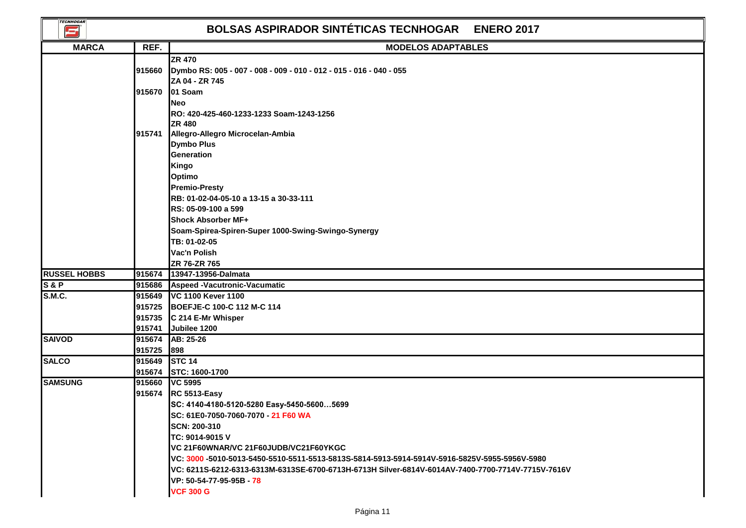# BOLSAS ASPIRADOR SINTÉTICAS TECNHOGAR ENERO 2017

| MARCA | REF. | MODELOS ADAPTABLES |
|---|---|---|
| | | ZR 470 |
| | 915660 | Dymbo RS: 005 - 007 - 008 - 009 - 010 - 012 - 015 - 016 - 040 - 055 |
| | | ZA 04 - ZR 745 |
| | 915670 | 01 Soam |
| | | Neo |
| | | RO: 420-425-460-1233-1233 Soam-1243-1256 |
| | | ZR 480 |
| | 915741 | Allegro-Allegro Microcelan-Ambia |
| | | Dymbo Plus |
| | | Generation |
| | | Kingo |
| | | Optimo |
| | | Premio-Presty |
| | | RB: 01-02-04-05-10 a 13-15 a 30-33-111 |
| | | RS: 05-09-100 a 599 |
| | | Shock Absorber MF+ |
| | | Soam-Spirea-Spiren-Super 1000-Swing-Swingo-Synergy |
| | | TB: 01-02-05 |
| | | Vac'n Polish |
| | | ZR 76-ZR 765 |
| RUSSEL HOBBS | 915674 | 13947-13956-Dalmata |
| S & P | 915686 | Aspeed -Vacutronic-Vacumatic |
| S.M.C. | 915649 | VC 1100 Kever 1100 |
| | 915725 | BOEFJE-C 100-C 112 M-C 114 |
| | 915735 | C 214 E-Mr Whisper |
| | 915741 | Jubilee 1200 |
| SAIVOD | 915674 | AB: 25-26 |
| | 915725 | 898 |
| SALCO | 915649 | STC 14 |
| | 915674 | STC: 1600-1700 |
| SAMSUNG | 915660 | VC 5995 |
| | 915674 | RC 5513-Easy |
| | | SC: 4140-4180-5120-5280 Easy-5450-5600…5699 |
| | | SC: 61E0-7050-7060-7070 - 21 F60 WA |
| | | SCN: 200-310 |
| | | TC: 9014-9015 V |
| | | VC 21F60WNAR/VC 21F60JUDB/VC21F60YKGC |
| | | VC: 3000 -5010-5013-5450-5510-5511-5513-5813S-5814-5913-5914-5914V-5916-5825V-5955-5956V-5980 |
| | | VC: 6211S-6212-6313-6313M-6313SE-6700-6713H-6713H Silver-6814V-6014AV-7400-7700-7714V-7715V-7616V |
| | | VP: 50-54-77-95-95B - 78 |
| | | VCF 300 G |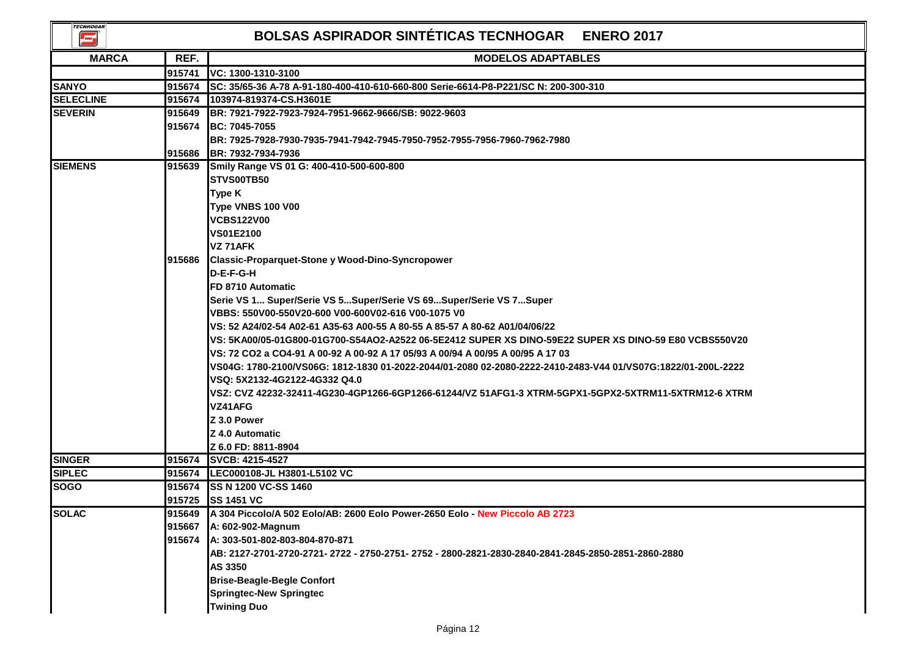# BOLSAS ASPIRADOR SINTÉTICAS TECNHOGAR ENERO 2017

| MARCA | REF. | MODELOS ADAPTABLES |
|---|---|---|
| | 915741 | VC: 1300-1310-3100 |
| SANYO | 915674 | SC: 35/65-36 A-78 A-91-180-400-410-610-660-800 Serie-6614-P8-P221/SC N: 200-300-310 |
| SELECLINE | 915674 | 103974-819374-CS.H3601E |
| SEVERIN | 915649 | BR: 7921-7922-7923-7924-7951-9662-9666/SB: 9022-9603 |
| | 915674 | BC: 7045-7055 |
| | | BR: 7925-7928-7930-7935-7941-7942-7945-7950-7952-7955-7956-7960-7962-7980 |
| | 915686 | BR: 7932-7934-7936 |
| SIEMENS | 915639 | Smily Range VS 01 G: 400-410-500-600-800 |
| | | STVS00TB50 |
| | | Type K |
| | | Type VNBS 100 V00 |
| | | VCBS122V00 |
| | | VS01E2100 |
| | | VZ 71AFK |
| | 915686 | Classic-Proparquet-Stone y Wood-Dino-Syncropower |
| | | D-E-F-G-H |
| | | FD 8710 Automatic |
| | | Serie VS 1... Super/Serie VS 5...Super/Serie VS 69...Super/Serie VS 7...Super |
| | | VBBS: 550V00-550V20-600 V00-600V02-616 V00-1075 V0 |
| | | VS: 52 A24/02-54 A02-61 A35-63 A00-55 A 80-55 A 85-57 A 80-62 A01/04/06/22 |
| | | VS: 5KA00/05-01G800-01G700-S54AO2-A2522 06-5E2412 SUPER XS DINO-59E22 SUPER XS DINO-59 E80 VCBS550V20 |
| | | VS: 72 CO2 a CO4-91 A 00-92 A 00-92 A 17 05/93 A 00/94 A 00/95 A 00/95 A 17 03 |
| | | VS04G: 1780-2100/VS06G: 1812-1830 01-2022-2044/01-2080 02-2080-2222-2410-2483-V44 01/VS07G:1822/01-200L-2222 |
| | | VSQ: 5X2132-4G2122-4G332 Q4.0 |
| | | VSZ: CVZ 42232-32411-4G230-4GP1266-6GP1266-61244/VZ 51AFG1-3 XTRM-5GPX1-5GPX2-5XTRM11-5XTRM12-6 XTRM |
| | | VZ41AFG |
| | | Z 3.0 Power |
| | | Z 4.0 Automatic |
| | | Z 6.0 FD: 8811-8904 |
| SINGER | 915674 | SVCB: 4215-4527 |
| SIPLEC | 915674 | LEC000108-JL H3801-L5102 VC |
| SOGO | 915674 | SS N 1200 VC-SS 1460 |
| | 915725 | SS 1451 VC |
| SOLAC | 915649 | A 304 Piccolo/A 502 Eolo/AB: 2600 Eolo Power-2650 Eolo - New Piccolo AB 2723 |
| | 915667 | A: 602-902-Magnum |
| | 915674 | A: 303-501-802-803-804-870-871 |
| | | AB: 2127-2701-2720-2721- 2722 - 2750-2751- 2752 - 2800-2821-2830-2840-2841-2845-2850-2851-2860-2880 |
| | | AS 3350 |
| | | Brise-Beagle-Begle Confort |
| | | Springtec-New Springtec |
| | | Twining Duo |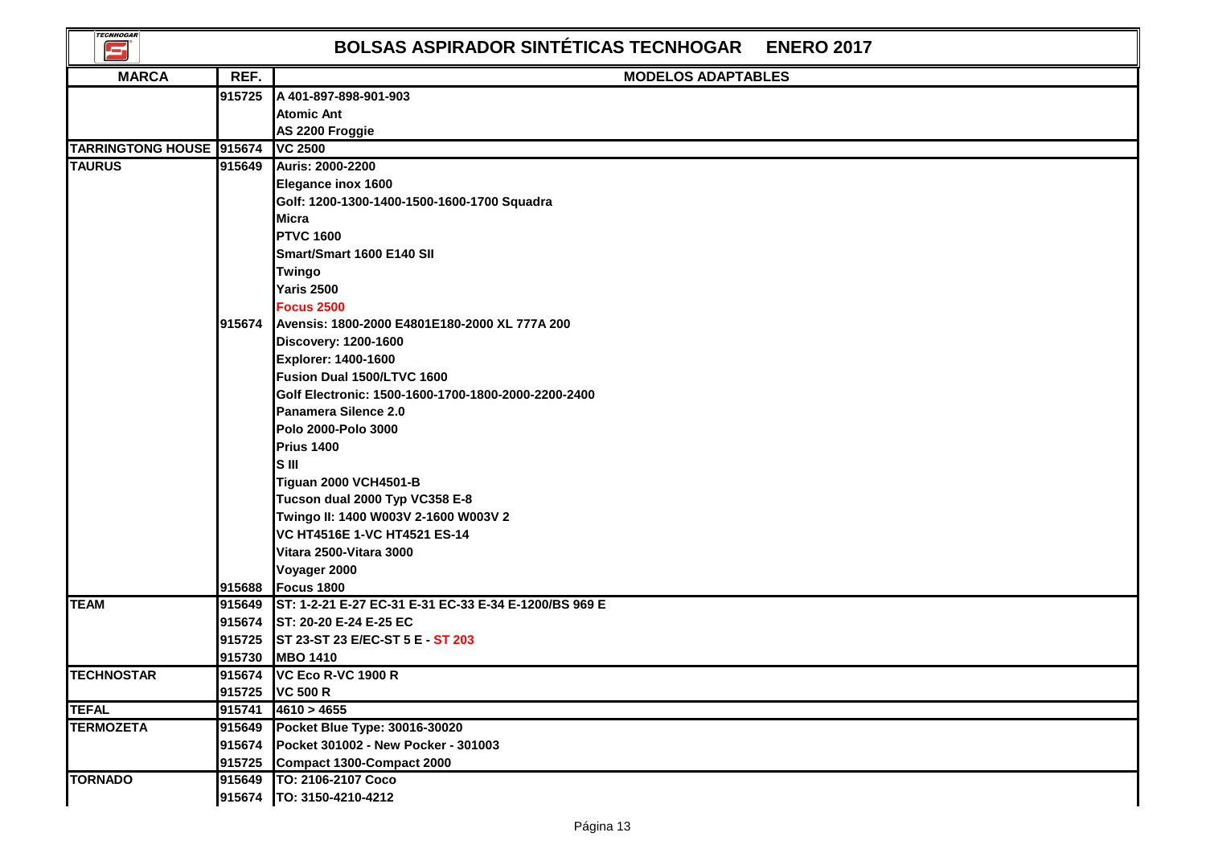# BOLSAS ASPIRADOR SINTÉTICAS TECNHOGAR ENERO 2017

| MARCA | REF. | MODELOS ADAPTABLES |
|---|---|---|
| | 915725 | A 401-897-898-901-903 |
| | | Atomic Ant |
| | | AS 2200 Froggie |
| TARRINGTONG HOUSE | 915674 | VC 2500 |
| TAURUS | 915649 | Auris: 2000-2200 |
| | | Elegance inox 1600 |
| | | Golf: 1200-1300-1400-1500-1600-1700 Squadra |
| | | Micra |
| | | PTVC 1600 |
| | | Smart/Smart 1600 E140 SII |
| | | Twingo |
| | | Yaris 2500 |
| | | Focus 2500 |
| | 915674 | Avensis: 1800-2000 E4801E180-2000 XL 777A 200 |
| | | Discovery: 1200-1600 |
| | | Explorer: 1400-1600 |
| | | Fusion Dual 1500/LTVC 1600 |
| | | Golf Electronic: 1500-1600-1700-1800-2000-2200-2400 |
| | | Panamera Silence 2.0 |
| | | Polo 2000-Polo 3000 |
| | | Prius 1400 |
| | | S III |
| | | Tiguan 2000 VCH4501-B |
| | | Tucson dual 2000 Typ VC358 E-8 |
| | | Twingo II: 1400 W003V 2-1600 W003V 2 |
| | | VC HT4516E 1-VC HT4521 ES-14 |
| | | Vitara 2500-Vitara 3000 |
| | | Voyager 2000 |
| | 915688 | Focus 1800 |
| TEAM | 915649 | ST: 1-2-21 E-27 EC-31 E-31 EC-33 E-34 E-1200/BS 969 E |
| | 915674 | ST: 20-20 E-24 E-25 EC |
| | 915725 | ST 23-ST 23 E/EC-ST 5 E - ST 203 |
| | 915730 | MBO 1410 |
| TECHNOSTAR | 915674 | VC Eco R-VC 1900 R |
| | 915725 | VC 500 R |
| TEFAL | 915741 | 4610 > 4655 |
| TERMOZETA | 915649 | Pocket Blue Type: 30016-30020 |
| | 915674 | Pocket 301002 - New Pocker - 301003 |
| | 915725 | Compact 1300-Compact 2000 |
| TORNADO | 915649 | TO: 2106-2107 Coco |
| | 915674 | TO: 3150-4210-4212 |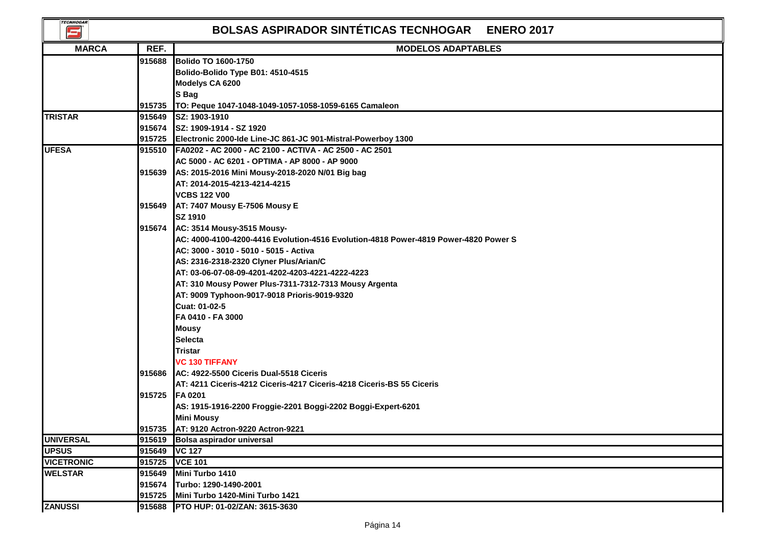# BOLSAS ASPIRADOR SINTÉTICAS TECNHOGAR ENERO 2017

| MARCA | REF. | MODELOS ADAPTABLES |
|---|---|---|
| | 915688 | Bolido TO 1600-1750 |
| | | Bolido-Bolido Type B01: 4510-4515 |
| | | Modelys CA 6200 |
| | | S Bag |
| | 915735 | TO: Peque 1047-1048-1049-1057-1058-1059-6165 Camaleon |
| TRISTAR | 915649 | SZ: 1903-1910 |
| | 915674 | SZ: 1909-1914 - SZ 1920 |
| | 915725 | Electronic 2000-Ide Line-JC 861-JC 901-Mistral-Powerboy 1300 |
| UFESA | 915510 | FA0202 - AC 2000 - AC 2100 - ACTIVA - AC 2500 - AC 2501 |
| | | AC 5000 - AC 6201 - OPTIMA - AP 8000 - AP 9000 |
| | 915639 | AS: 2015-2016 Mini Mousy-2018-2020 N/01 Big bag |
| | | AT: 2014-2015-4213-4214-4215 |
| | | VCBS 122 V00 |
| | 915649 | AT: 7407 Mousy E-7506 Mousy E |
| | | SZ 1910 |
| | 915674 | AC: 3514 Mousy-3515 Mousy- |
| | | AC: 4000-4100-4200-4416 Evolution-4516 Evolution-4818 Power-4819 Power-4820 Power S |
| | | AC: 3000 - 3010 - 5010 - 5015 - Activa |
| | | AS: 2316-2318-2320 Clyner Plus/Arian/C |
| | | AT: 03-06-07-08-09-4201-4202-4203-4221-4222-4223 |
| | | AT: 310 Mousy Power Plus-7311-7312-7313 Mousy Argenta |
| | | AT: 9009 Typhoon-9017-9018 Prioris-9019-9320 |
| | | Cuat: 01-02-5 |
| | | FA 0410 - FA 3000 |
| | | Mousy |
| | | Selecta |
| | | Tristar |
| | | VC 130 TIFFANY |
| | 915686 | AC: 4922-5500 Ciceris Dual-5518 Ciceris |
| | | AT: 4211 Ciceris-4212 Ciceris-4217 Ciceris-4218 Ciceris-BS 55 Ciceris |
| | 915725 | FA 0201 |
| | | AS: 1915-1916-2200 Froggie-2201 Boggi-2202 Boggi-Expert-6201 |
| | | Mini Mousy |
| | 915735 | AT: 9120 Actron-9220 Actron-9221 |
| UNIVERSAL | 915619 | Bolsa aspirador universal |
| UPSUS | 915649 | VC 127 |
| VICETRONIC | 915725 | VCE 101 |
| WELSTAR | 915649 | Mini Turbo 1410 |
| | 915674 | Turbo: 1290-1490-2001 |
| | 915725 | Mini Turbo 1420-Mini Turbo 1421 |
| ZANUSSI | 915688 | PTO HUP: 01-02/ZAN: 3615-3630 |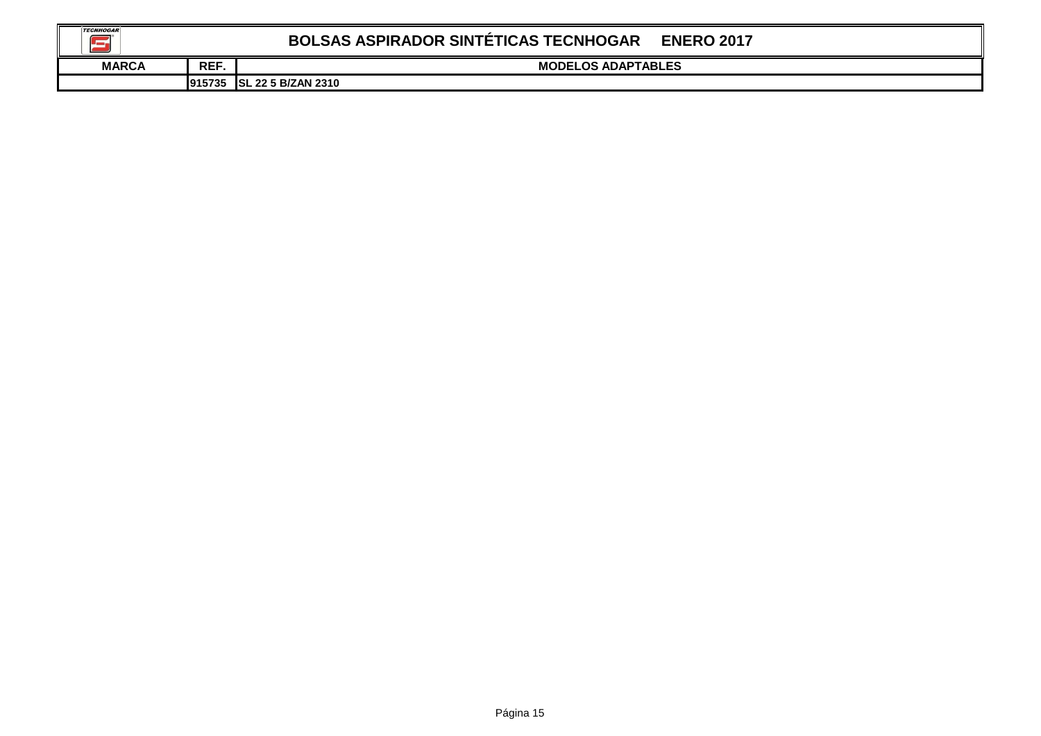# BOLSAS ASPIRADOR SINTÉTICAS TECNHOGAR ENERO 2017

| MARCA | REF. | MODELOS ADAPTABLES |
| --- | --- | --- |
| | 915735 | SL 22 5 B/ZAN 2310 |